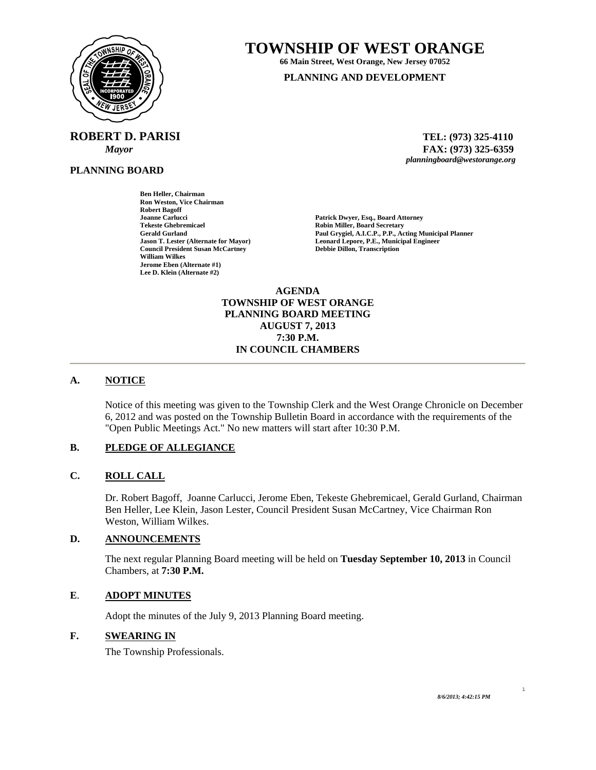# TOWNSHIP OF WEST ORANGE

**66 Main Street, West Orange, New Jersey 07052**

**PLANNING AND DEVELOPMENT**

**ROBERT D. PARISI**
***Mayor***

**TEL: (973) 325-4110**
**FAX: (973) 325-6359**
***planningboard@westorange.org***

**PLANNING BOARD**

**Ben Heller, Chairman**
**Ron Weston, Vice Chairman**
**Robert Bagoff**
**Joanne Carlucci**
**Tekeste Ghebremicael**
**Gerald Gurland**
**Jason T. Lester (Alternate for Mayor)**
**Council President Susan McCartney**
**William Wilkes**
**Jerome Eben (Alternate #1)**
**Lee D. Klein (Alternate #2)**

**Patrick Dwyer, Esq., Board Attorney**
**Robin Miller, Board Secretary**
**Paul Grygiel, A.I.C.P., P.P., Acting Municipal Planner**
**Leonard Lepore, P.E., Municipal Engineer**
**Debbie Dillon, Transcription**

**AGENDA**
**TOWNSHIP OF WEST ORANGE**
**PLANNING BOARD MEETING**
**AUGUST 7, 2013**
**7:30 P.M.**
**IN COUNCIL CHAMBERS**

---

## A. NOTICE

Notice of this meeting was given to the Township Clerk and the West Orange Chronicle on December 6, 2012 and was posted on the Township Bulletin Board in accordance with the requirements of the "Open Public Meetings Act." No new matters will start after 10:30 P.M.

## B. PLEDGE OF ALLEGIANCE

## C. ROLL CALL

Dr. Robert Bagoff, Joanne Carlucci, Jerome Eben, Tekeste Ghebremicael, Gerald Gurland, Chairman Ben Heller, Lee Klein, Jason Lester, Council President Susan McCartney, Vice Chairman Ron Weston, William Wilkes.

## D. ANNOUNCEMENTS

The next regular Planning Board meeting will be held on **Tuesday September 10, 2013** in Council Chambers, at **7:30 P.M.**

## E. ADOPT MINUTES

Adopt the minutes of the July 9, 2013 Planning Board meeting.

## F. SWEARING IN

The Township Professionals.

*8/6/2013; 4:42:15 PM*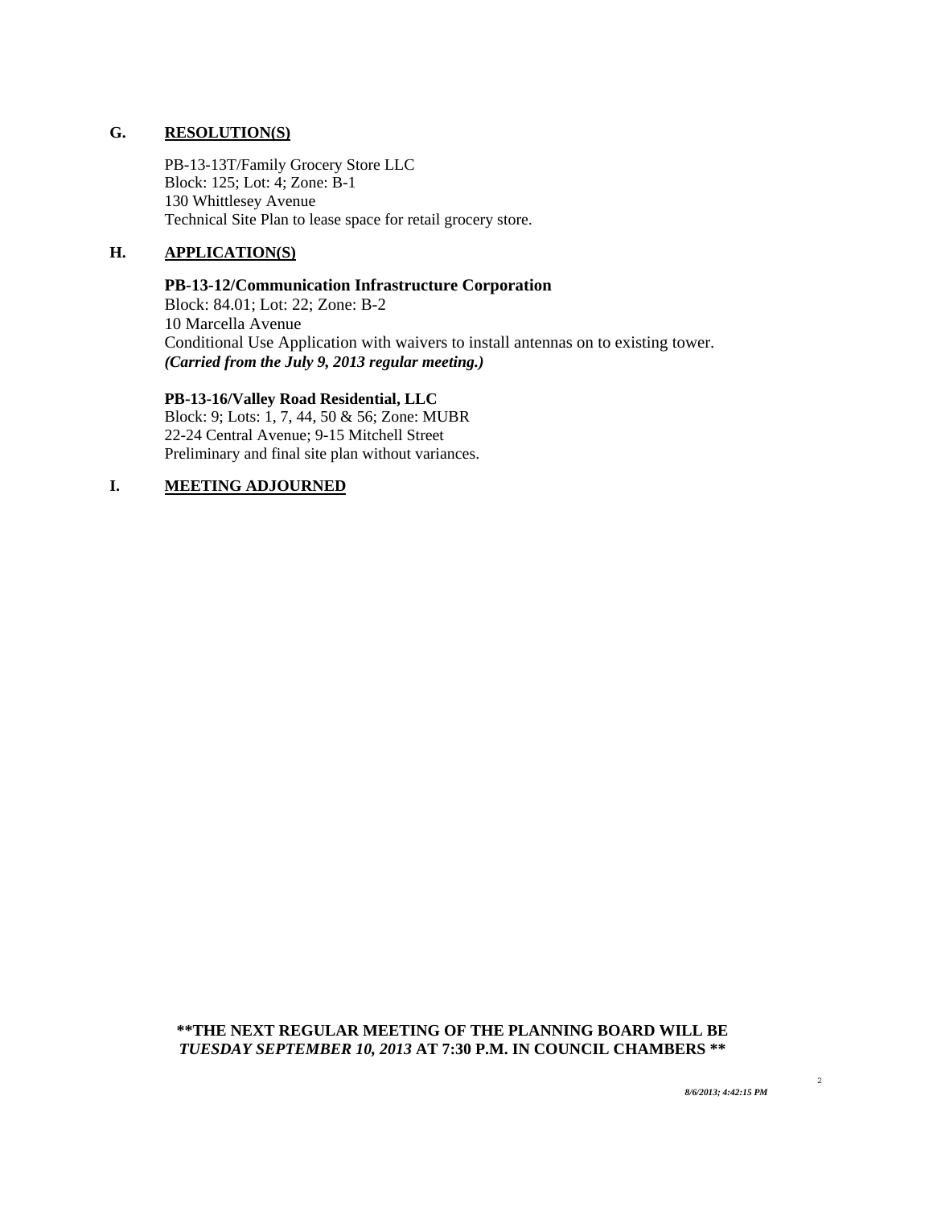## G. RESOLUTION(S)

PB-13-13T/Family Grocery Store LLC
Block: 125; Lot: 4; Zone: B-1
130 Whittlesey Avenue
Technical Site Plan to lease space for retail grocery store.

## H. APPLICATION(S)

**PB-13-12/Communication Infrastructure Corporation**
Block: 84.01; Lot: 22; Zone: B-2
10 Marcella Avenue
Conditional Use Application with waivers to install antennas on to existing tower.
***(Carried from the July 9, 2013 regular meeting.)***

**PB-13-16/Valley Road Residential, LLC**
Block: 9; Lots: 1, 7, 44, 50 & 56; Zone: MUBR
22-24 Central Avenue; 9-15 Mitchell Street
Preliminary and final site plan without variances.

## I. MEETING ADJOURNED

**\*\*THE NEXT REGULAR MEETING OF THE PLANNING BOARD WILL BE *TUESDAY SEPTEMBER 10, 2013* AT 7:30 P.M. IN COUNCIL CHAMBERS \*\***

***8/6/2013; 4:42:15 PM***